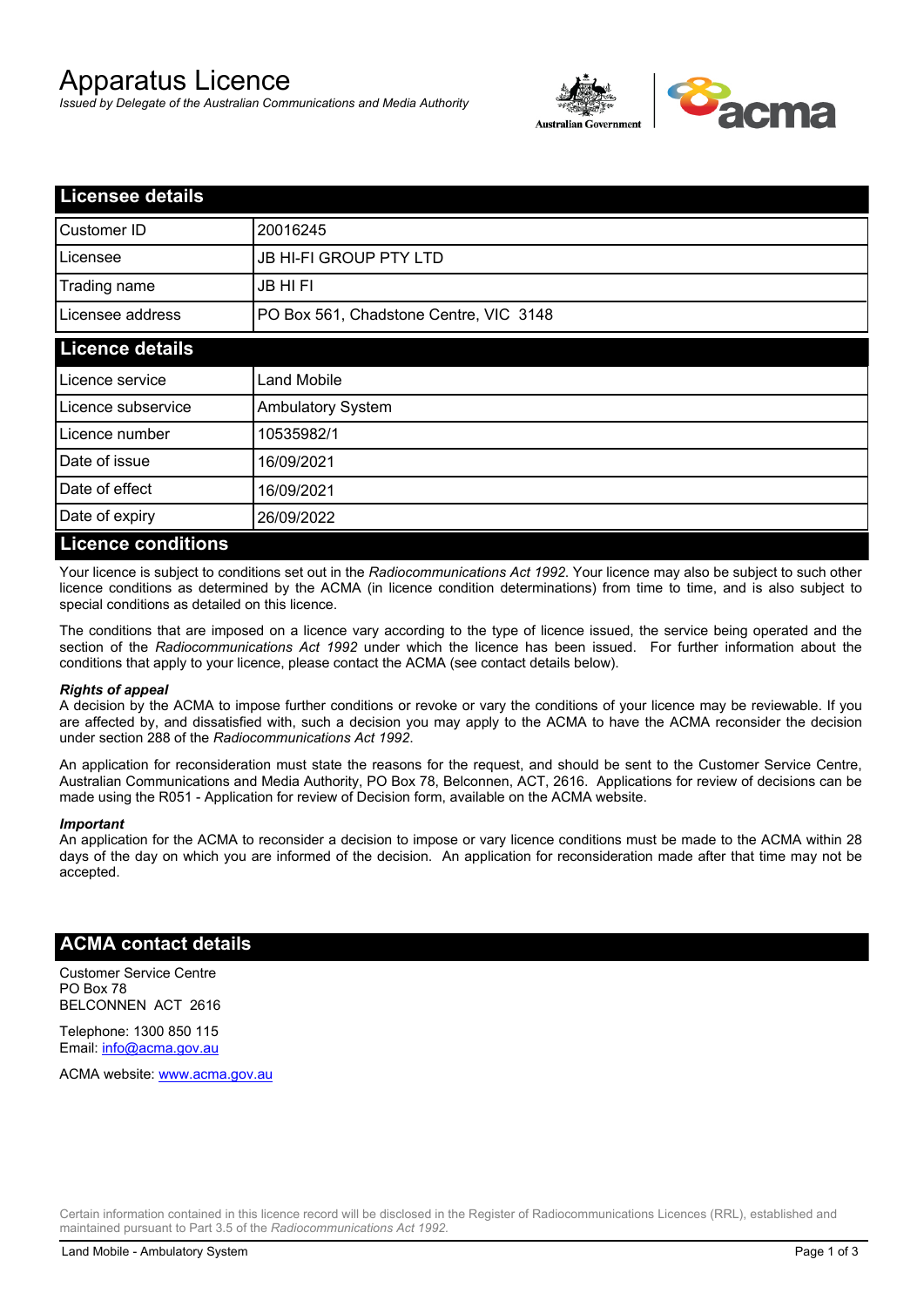# Apparatus Licence

*Issued by Delegate of the Australian Communications and Media Authority*

## Licensee details

| | |
|---|---|
| Customer ID | 20016245 |
| Licensee | JB HI-FI GROUP PTY LTD |
| Trading name | JB HI FI |
| Licensee address | PO Box 561, Chadstone Centre, VIC 3148 |

## Licence details

| | |
|---|---|
| Licence service | Land Mobile |
| Licence subservice | Ambulatory System |
| Licence number | 10535982/1 |
| Date of issue | 16/09/2021 |
| Date of effect | 16/09/2021 |
| Date of expiry | 26/09/2022 |

## Licence conditions

Your licence is subject to conditions set out in the *Radiocommunications Act 1992*. Your licence may also be subject to such other licence conditions as determined by the ACMA (in licence condition determinations) from time to time, and is also subject to special conditions as detailed on this licence.

The conditions that are imposed on a licence vary according to the type of licence issued, the service being operated and the section of the *Radiocommunications Act 1992* under which the licence has been issued. For further information about the conditions that apply to your licence, please contact the ACMA (see contact details below).

#### *Rights of appeal*

A decision by the ACMA to impose further conditions or revoke or vary the conditions of your licence may be reviewable. If you are affected by, and dissatisfied with, such a decision you may apply to the ACMA to have the ACMA reconsider the decision under section 288 of the *Radiocommunications Act 1992*.

An application for reconsideration must state the reasons for the request, and should be sent to the Customer Service Centre, Australian Communications and Media Authority, PO Box 78, Belconnen, ACT, 2616. Applications for review of decisions can be made using the R051 - Application for review of Decision form, available on the ACMA website.

#### *Important*

An application for the ACMA to reconsider a decision to impose or vary licence conditions must be made to the ACMA within 28 days of the day on which you are informed of the decision. An application for reconsideration made after that time may not be accepted.

## ACMA contact details

Customer Service Centre
PO Box 78
BELCONNEN ACT 2616

Telephone: 1300 850 115
Email: info@acma.gov.au

ACMA website: www.acma.gov.au

Certain information contained in this licence record will be disclosed in the Register of Radiocommunications Licences (RRL), established and maintained pursuant to Part 3.5 of the *Radiocommunications Act 1992.*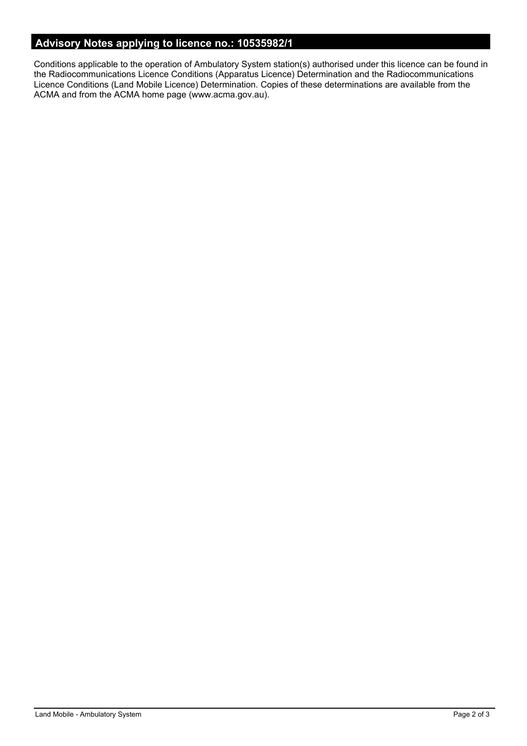## Advisory Notes applying to licence no.: 10535982/1

Conditions applicable to the operation of Ambulatory System station(s) authorised under this licence can be found in the Radiocommunications Licence Conditions (Apparatus Licence) Determination and the Radiocommunications Licence Conditions (Land Mobile Licence) Determination. Copies of these determinations are available from the ACMA and from the ACMA home page (www.acma.gov.au).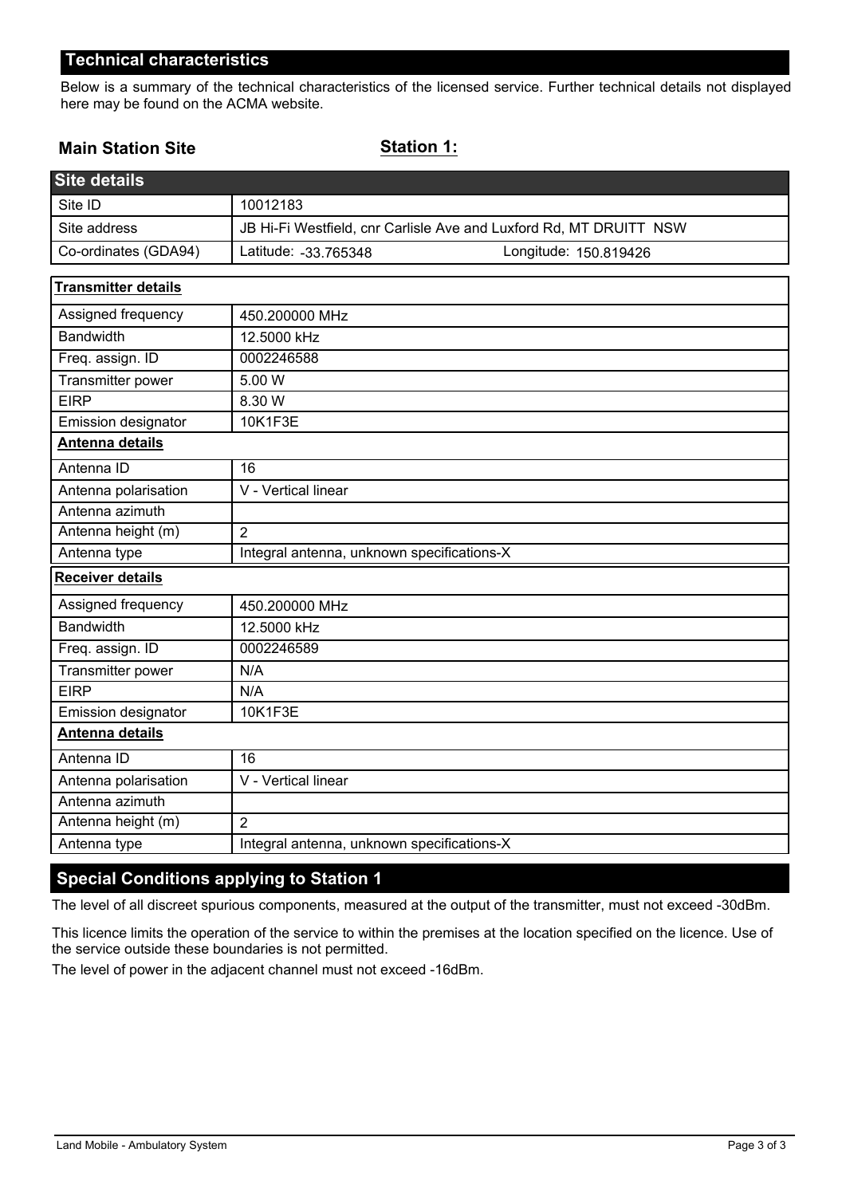## Technical characteristics

Below is a summary of the technical characteristics of the licensed service. Further technical details not displayed here may be found on the ACMA website.

**Main Station Site** **Station 1:**

| Site details | |
|---|---|
| Site ID | 10012183 |
| Site address | JB Hi-Fi Westfield, cnr Carlisle Ave and Luxford Rd, MT DRUITT NSW |
| Co-ordinates (GDA94) | Latitude: -33.765348 Longitude: 150.819426 |

| Transmitter details | |
|---|---|
| Assigned frequency | 450.200000 MHz |
| Bandwidth | 12.5000 kHz |
| Freq. assign. ID | 0002246588 |
| Transmitter power | 5.00 W |
| EIRP | 8.30 W |
| Emission designator | 10K1F3E |
| **Antenna details** | |
| Antenna ID | 16 |
| Antenna polarisation | V - Vertical linear |
| Antenna azimuth | |
| Antenna height (m) | 2 |
| Antenna type | Integral antenna, unknown specifications-X |
| **Receiver details** | |
| Assigned frequency | 450.200000 MHz |
| Bandwidth | 12.5000 kHz |
| Freq. assign. ID | 0002246589 |
| Transmitter power | N/A |
| EIRP | N/A |
| Emission designator | 10K1F3E |
| **Antenna details** | |
| Antenna ID | 16 |
| Antenna polarisation | V - Vertical linear |
| Antenna azimuth | |
| Antenna height (m) | 2 |
| Antenna type | Integral antenna, unknown specifications-X |

## Special Conditions applying to Station 1

The level of all discreet spurious components, measured at the output of the transmitter, must not exceed -30dBm.

This licence limits the operation of the service to within the premises at the location specified on the licence. Use of the service outside these boundaries is not permitted.

The level of power in the adjacent channel must not exceed -16dBm.